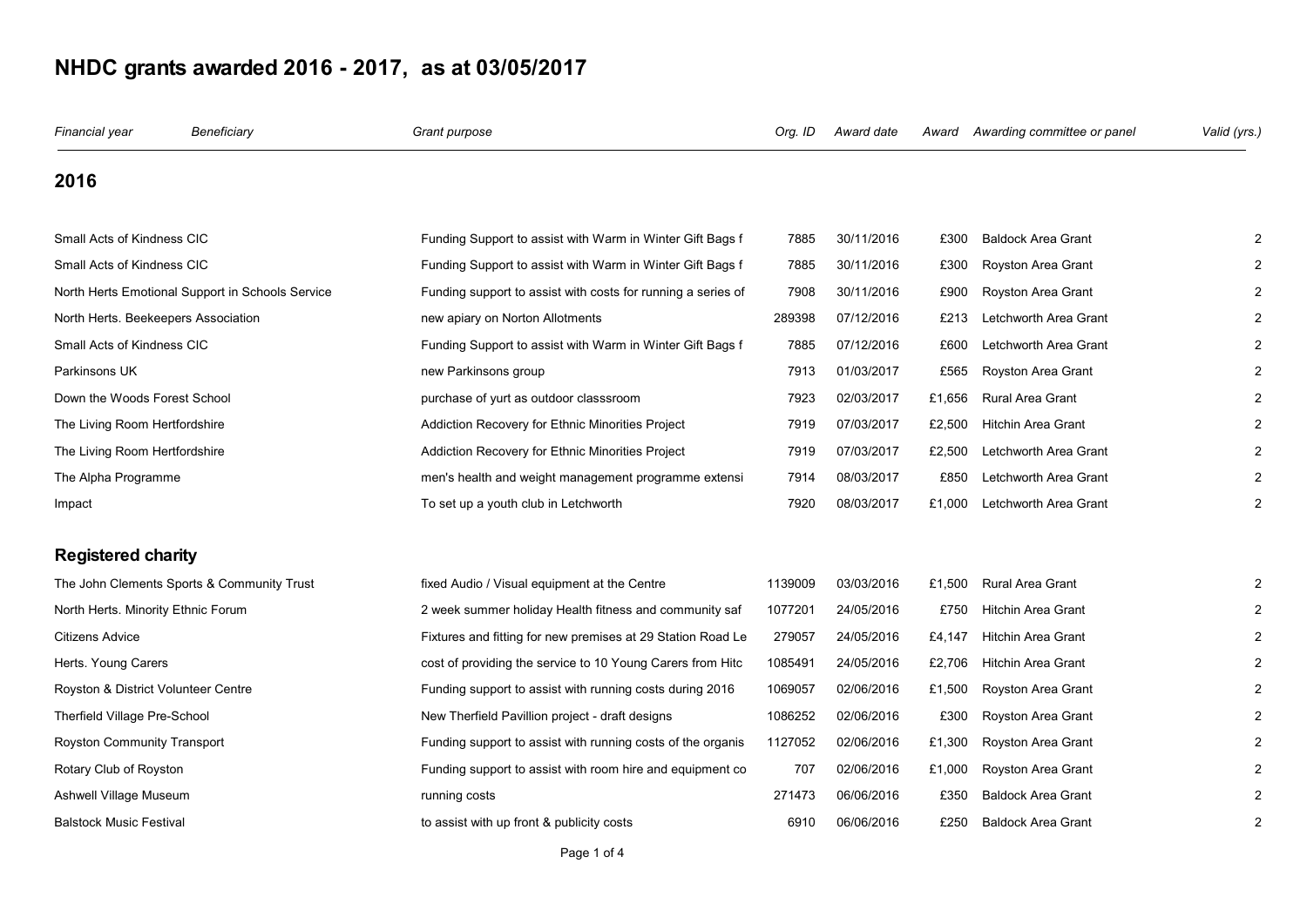# NHDC grants awarded 2016 - 2017, as at 03/05/2017

| *Financial year* | *Beneficiary* | *Grant purpose* | *Org. ID* | *Award date* | *Award* | *Awarding committee or panel* | *Valid (yrs.)* |
|---|---|---|---|---|---|---|---|
| **2016** | | | | | | | |
| Small Acts of Kindness CIC | | Funding Support to assist with Warm in Winter Gift Bags f | 7885 | 30/11/2016 | £300 | Baldock Area Grant | 2 |
| Small Acts of Kindness CIC | | Funding Support to assist with Warm in Winter Gift Bags f | 7885 | 30/11/2016 | £300 | Royston Area Grant | 2 |
| North Herts Emotional Support in Schools Service | | Funding support to assist with costs for running a series of | 7908 | 30/11/2016 | £900 | Royston Area Grant | 2 |
| North Herts. Beekeepers Association | | new apiary on Norton Allotments | 289398 | 07/12/2016 | £213 | Letchworth Area Grant | 2 |
| Small Acts of Kindness CIC | | Funding Support to assist with Warm in Winter Gift Bags f | 7885 | 07/12/2016 | £600 | Letchworth Area Grant | 2 |
| Parkinsons UK | | new Parkinsons group | 7913 | 01/03/2017 | £565 | Royston Area Grant | 2 |
| Down the Woods Forest School | | purchase of yurt as outdoor classsroom | 7923 | 02/03/2017 | £1,656 | Rural Area Grant | 2 |
| The Living Room Hertfordshire | | Addiction Recovery for Ethnic Minorities Project | 7919 | 07/03/2017 | £2,500 | Hitchin Area Grant | 2 |
| The Living Room Hertfordshire | | Addiction Recovery for Ethnic Minorities Project | 7919 | 07/03/2017 | £2,500 | Letchworth Area Grant | 2 |
| The Alpha Programme | | men's health and weight management programme extensi | 7914 | 08/03/2017 | £850 | Letchworth Area Grant | 2 |
| Impact | | To set up a youth club in Letchworth | 7920 | 08/03/2017 | £1,000 | Letchworth Area Grant | 2 |
| **Registered charity** | | | | | | | |
| The John Clements Sports & Community Trust | | fixed Audio / Visual equipment at the Centre | 1139009 | 03/03/2016 | £1,500 | Rural Area Grant | 2 |
| North Herts. Minority Ethnic Forum | | 2 week summer holiday Health fitness and community saf | 1077201 | 24/05/2016 | £750 | Hitchin Area Grant | 2 |
| Citizens Advice | | Fixtures and fitting for new premises at 29 Station Road Le | 279057 | 24/05/2016 | £4,147 | Hitchin Area Grant | 2 |
| Herts. Young Carers | | cost of providing the service to 10 Young Carers from Hitc | 1085491 | 24/05/2016 | £2,706 | Hitchin Area Grant | 2 |
| Royston & District Volunteer Centre | | Funding support to assist with running costs during 2016 | 1069057 | 02/06/2016 | £1,500 | Royston Area Grant | 2 |
| Therfield Village Pre-School | | New Therfield Pavillion project - draft designs | 1086252 | 02/06/2016 | £300 | Royston Area Grant | 2 |
| Royston Community Transport | | Funding support to assist with running costs of the organis | 1127052 | 02/06/2016 | £1,300 | Royston Area Grant | 2 |
| Rotary Club of Royston | | Funding support to assist with room hire and equipment co | 707 | 02/06/2016 | £1,000 | Royston Area Grant | 2 |
| Ashwell Village Museum | | running costs | 271473 | 06/06/2016 | £350 | Baldock Area Grant | 2 |
| Balstock Music Festival | | to assist with up front & publicity costs | 6910 | 06/06/2016 | £250 | Baldock Area Grant | 2 |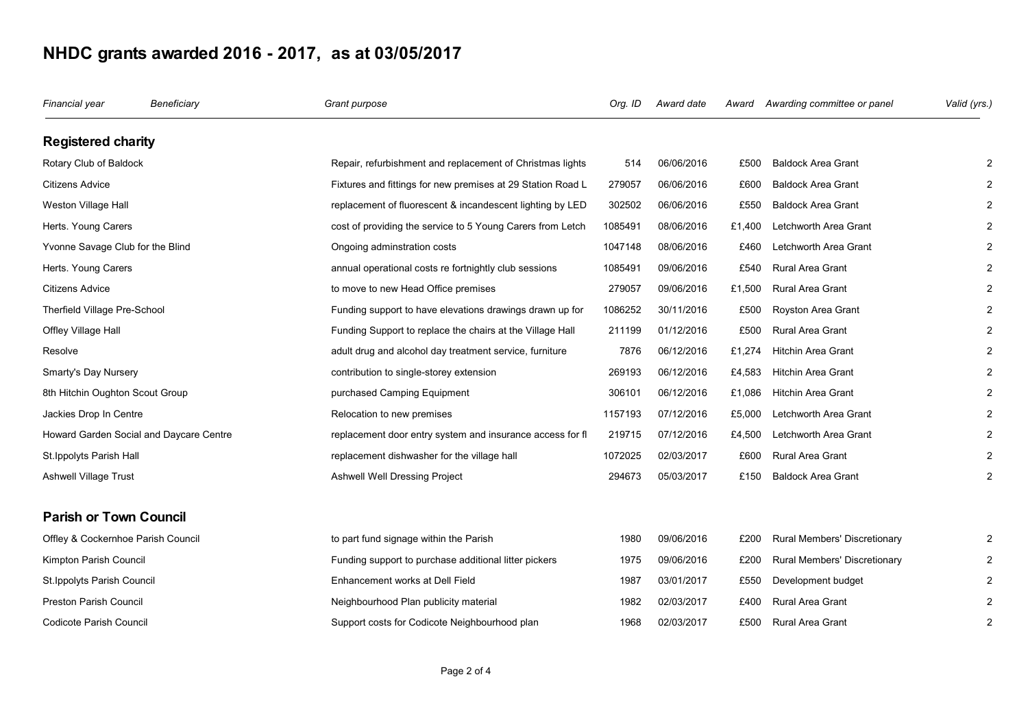# NHDC grants awarded 2016 - 2017, as at 03/05/2017

| *Financial year* | *Beneficiary* | *Grant purpose* | *Org. ID* | *Award date* | *Award* | *Awarding committee or panel* | *Valid (yrs.)* |
|---|---|---|---|---|---|---|---|
| **Registered charity** | | | | | | | |
| Rotary Club of Baldock | | Repair, refurbishment and replacement of Christmas lights | 514 | 06/06/2016 | £500 | Baldock Area Grant | 2 |
| Citizens Advice | | Fixtures and fittings for new premises at 29 Station Road L | 279057 | 06/06/2016 | £600 | Baldock Area Grant | 2 |
| Weston Village Hall | | replacement of fluorescent & incandescent lighting by LED | 302502 | 06/06/2016 | £550 | Baldock Area Grant | 2 |
| Herts. Young Carers | | cost of providing the service to 5 Young Carers from Letch | 1085491 | 08/06/2016 | £1,400 | Letchworth Area Grant | 2 |
| Yvonne Savage Club for the Blind | | Ongoing adminstration costs | 1047148 | 08/06/2016 | £460 | Letchworth Area Grant | 2 |
| Herts. Young Carers | | annual operational costs re fortnightly club sessions | 1085491 | 09/06/2016 | £540 | Rural Area Grant | 2 |
| Citizens Advice | | to move to new Head Office premises | 279057 | 09/06/2016 | £1,500 | Rural Area Grant | 2 |
| Therfield Village Pre-School | | Funding support to have elevations drawings drawn up for | 1086252 | 30/11/2016 | £500 | Royston Area Grant | 2 |
| Offley Village Hall | | Funding Support to replace the chairs at the Village Hall | 211199 | 01/12/2016 | £500 | Rural Area Grant | 2 |
| Resolve | | adult drug and alcohol day treatment service, furniture | 7876 | 06/12/2016 | £1,274 | Hitchin Area Grant | 2 |
| Smarty's Day Nursery | | contribution to single-storey extension | 269193 | 06/12/2016 | £4,583 | Hitchin Area Grant | 2 |
| 8th Hitchin Oughton Scout Group | | purchased Camping Equipment | 306101 | 06/12/2016 | £1,086 | Hitchin Area Grant | 2 |
| Jackies Drop In Centre | | Relocation to new premises | 1157193 | 07/12/2016 | £5,000 | Letchworth Area Grant | 2 |
| Howard Garden Social and Daycare Centre | | replacement door entry system and insurance access for fl | 219715 | 07/12/2016 | £4,500 | Letchworth Area Grant | 2 |
| St.Ippolyts Parish Hall | | replacement dishwasher for the village hall | 1072025 | 02/03/2017 | £600 | Rural Area Grant | 2 |
| Ashwell Village Trust | | Ashwell Well Dressing Project | 294673 | 05/03/2017 | £150 | Baldock Area Grant | 2 |
| **Parish or Town Council** | | | | | | | |
| Offley & Cockernhoe Parish Council | | to part fund signage within the Parish | 1980 | 09/06/2016 | £200 | Rural Members' Discretionary | 2 |
| Kimpton Parish Council | | Funding support to purchase additional litter pickers | 1975 | 09/06/2016 | £200 | Rural Members' Discretionary | 2 |
| St.Ippolyts Parish Council | | Enhancement works at Dell Field | 1987 | 03/01/2017 | £550 | Development budget | 2 |
| Preston Parish Council | | Neighbourhood Plan publicity material | 1982 | 02/03/2017 | £400 | Rural Area Grant | 2 |
| Codicote Parish Council | | Support costs for Codicote Neighbourhood plan | 1968 | 02/03/2017 | £500 | Rural Area Grant | 2 |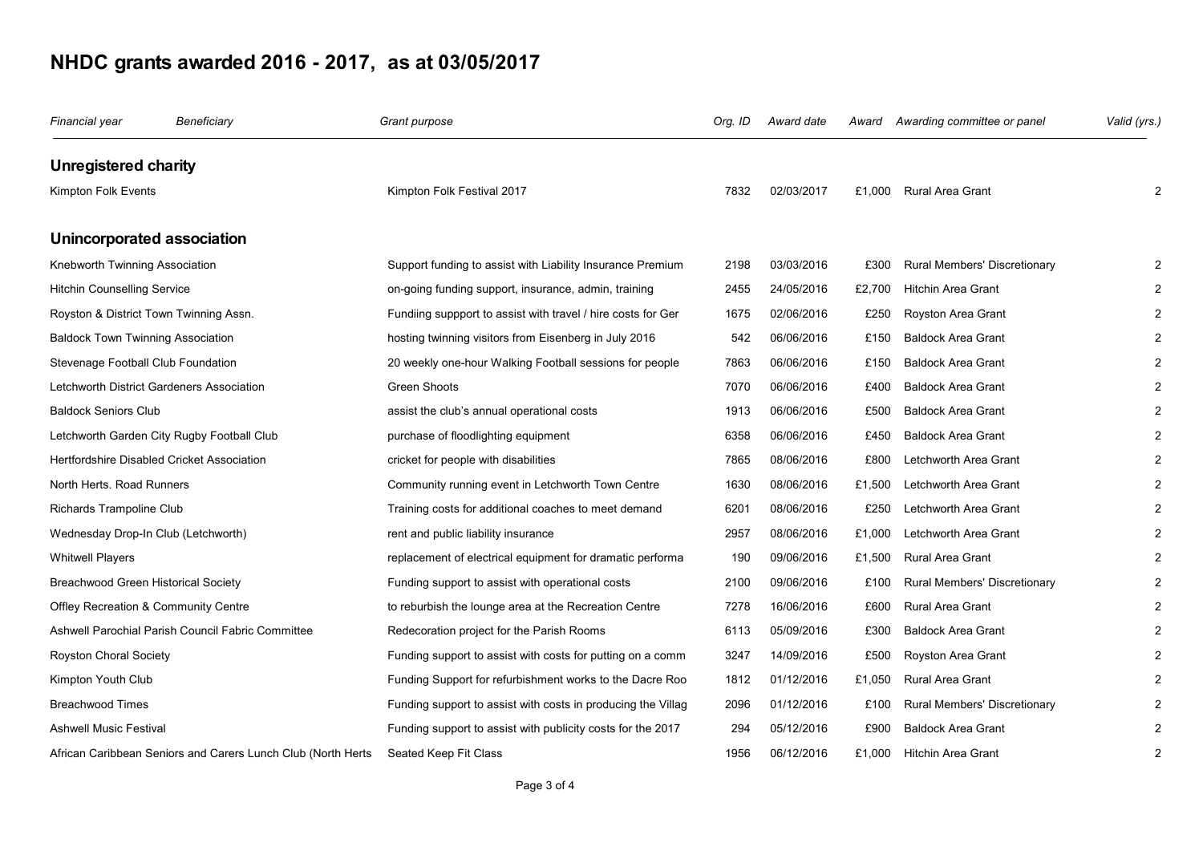# NHDC grants awarded 2016 - 2017, as at 03/05/2017

| *Financial year* *Beneficiary* | *Grant purpose* | *Org. ID* | *Award date* | *Award* | *Awarding committee or panel* | *Valid (yrs.)* |
|---|---|---|---|---|---|---|
| **Unregistered charity** | | | | | | |
| Kimpton Folk Events | Kimpton Folk Festival 2017 | 7832 | 02/03/2017 | £1,000 | Rural Area Grant | 2 |
| **Unincorporated association** | | | | | | |
| Knebworth Twinning Association | Support funding to assist with Liability Insurance Premium | 2198 | 03/03/2016 | £300 | Rural Members' Discretionary | 2 |
| Hitchin Counselling Service | on-going funding support, insurance, admin, training | 2455 | 24/05/2016 | £2,700 | Hitchin Area Grant | 2 |
| Royston & District Town Twinning Assn. | Fundiing suppport to assist with travel / hire costs for Ger | 1675 | 02/06/2016 | £250 | Royston Area Grant | 2 |
| Baldock Town Twinning Association | hosting twinning visitors from Eisenberg in July 2016 | 542 | 06/06/2016 | £150 | Baldock Area Grant | 2 |
| Stevenage Football Club Foundation | 20 weekly one-hour Walking Football sessions for people | 7863 | 06/06/2016 | £150 | Baldock Area Grant | 2 |
| Letchworth District Gardeners Association | Green Shoots | 7070 | 06/06/2016 | £400 | Baldock Area Grant | 2 |
| Baldock Seniors Club | assist the club's annual operational costs | 1913 | 06/06/2016 | £500 | Baldock Area Grant | 2 |
| Letchworth Garden City Rugby Football Club | purchase of floodlighting equipment | 6358 | 06/06/2016 | £450 | Baldock Area Grant | 2 |
| Hertfordshire Disabled Cricket Association | cricket for people with disabilities | 7865 | 08/06/2016 | £800 | Letchworth Area Grant | 2 |
| North Herts. Road Runners | Community running event in Letchworth Town Centre | 1630 | 08/06/2016 | £1,500 | Letchworth Area Grant | 2 |
| Richards Trampoline Club | Training costs for additional coaches to meet demand | 6201 | 08/06/2016 | £250 | Letchworth Area Grant | 2 |
| Wednesday Drop-In Club (Letchworth) | rent and public liability insurance | 2957 | 08/06/2016 | £1,000 | Letchworth Area Grant | 2 |
| Whitwell Players | replacement of electrical equipment for dramatic performa | 190 | 09/06/2016 | £1,500 | Rural Area Grant | 2 |
| Breachwood Green Historical Society | Funding support to assist with operational costs | 2100 | 09/06/2016 | £100 | Rural Members' Discretionary | 2 |
| Offley Recreation & Community Centre | to reburbish the lounge area at the Recreation Centre | 7278 | 16/06/2016 | £600 | Rural Area Grant | 2 |
| Ashwell Parochial Parish Council Fabric Committee | Redecoration project for the Parish Rooms | 6113 | 05/09/2016 | £300 | Baldock Area Grant | 2 |
| Royston Choral Society | Funding support to assist with costs for putting on a comm | 3247 | 14/09/2016 | £500 | Royston Area Grant | 2 |
| Kimpton Youth Club | Funding Support for refurbishment works to the Dacre Roo | 1812 | 01/12/2016 | £1,050 | Rural Area Grant | 2 |
| Breachwood Times | Funding support to assist with costs in producing the Villag | 2096 | 01/12/2016 | £100 | Rural Members' Discretionary | 2 |
| Ashwell Music Festival | Funding support to assist with publicity costs for the 2017 | 294 | 05/12/2016 | £900 | Baldock Area Grant | 2 |
| African Caribbean Seniors and Carers Lunch Club (North Herts | Seated Keep Fit Class | 1956 | 06/12/2016 | £1,000 | Hitchin Area Grant | 2 |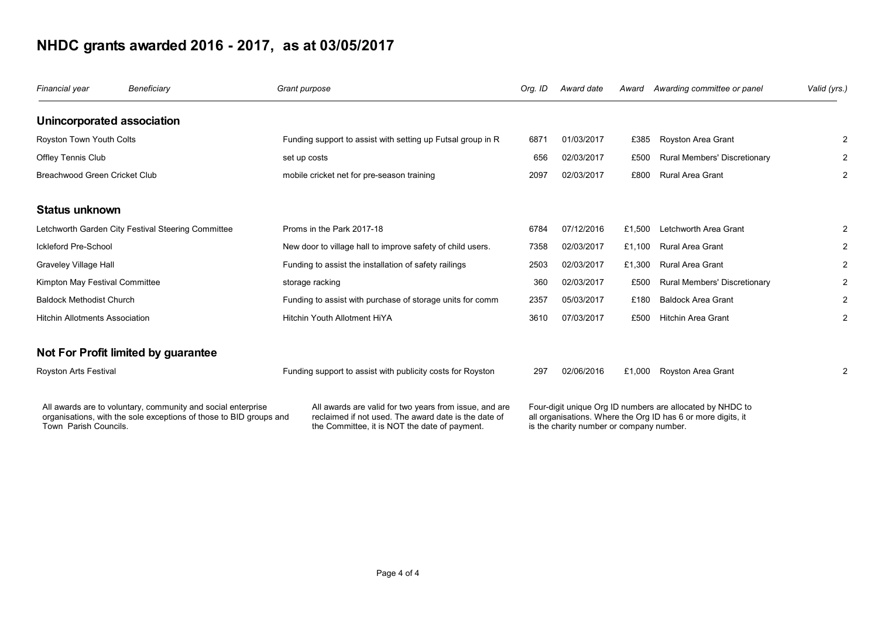# NHDC grants awarded 2016 - 2017, as at 03/05/2017

| *Financial year* | *Beneficiary* | *Grant purpose* | *Org. ID* | *Award date* | *Award* | *Awarding committee or panel* | *Valid (yrs.)* |
|---|---|---|---|---|---|---|---|
| **Unincorporated association** | | | | | | | |
| Royston Town Youth Colts | | Funding support to assist with setting up Futsal group in R | 6871 | 01/03/2017 | £385 | Royston Area Grant | 2 |
| Offley Tennis Club | | set up costs | 656 | 02/03/2017 | £500 | Rural Members' Discretionary | 2 |
| Breachwood Green Cricket Club | | mobile cricket net for pre-season training | 2097 | 02/03/2017 | £800 | Rural Area Grant | 2 |
| **Status unknown** | | | | | | | |
| Letchworth Garden City Festival Steering Committee | | Proms in the Park 2017-18 | 6784 | 07/12/2016 | £1,500 | Letchworth Area Grant | 2 |
| Ickleford Pre-School | | New door to village hall to improve safety of child users. | 7358 | 02/03/2017 | £1,100 | Rural Area Grant | 2 |
| Graveley Village Hall | | Funding to assist the installation of safety railings | 2503 | 02/03/2017 | £1,300 | Rural Area Grant | 2 |
| Kimpton May Festival Committee | | storage racking | 360 | 02/03/2017 | £500 | Rural Members' Discretionary | 2 |
| Baldock Methodist Church | | Funding to assist with purchase of storage units for comm | 2357 | 05/03/2017 | £180 | Baldock Area Grant | 2 |
| Hitchin Allotments Association | | Hitchin Youth Allotment HiYA | 3610 | 07/03/2017 | £500 | Hitchin Area Grant | 2 |
| **Not For Profit limited by guarantee** | | | | | | | |
| Royston Arts Festival | | Funding support to assist with publicity costs for Royston | 297 | 02/06/2016 | £1,000 | Royston Area Grant | 2 |

All awards are to voluntary, community and social enterprise organisations, with the sole exceptions of those to BID groups and Town Parish Councils.

All awards are valid for two years from issue, and are reclaimed if not used. The award date is the date of the Committee, it is NOT the date of payment.

Four-digit unique Org ID numbers are allocated by NHDC to all organisations. Where the Org ID has 6 or more digits, it is the charity number or company number.